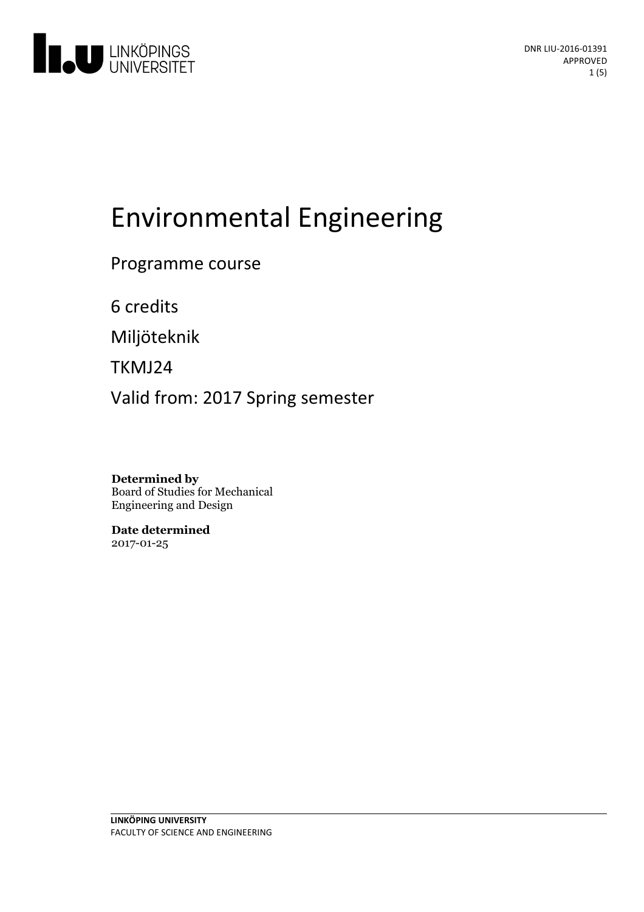LINKÖPINGS UNIVERSITET

DNR LIU-2016-01391
APPROVED

# Environmental Engineering

Programme course

6 credits

Miljöteknik

TKMJ24

Valid from: 2017 Spring semester

**Determined by**
Board of Studies for Mechanical Engineering and Design

**Date determined**
2017-01-25

**LINKÖPING UNIVERSITY**
FACULTY OF SCIENCE AND ENGINEERING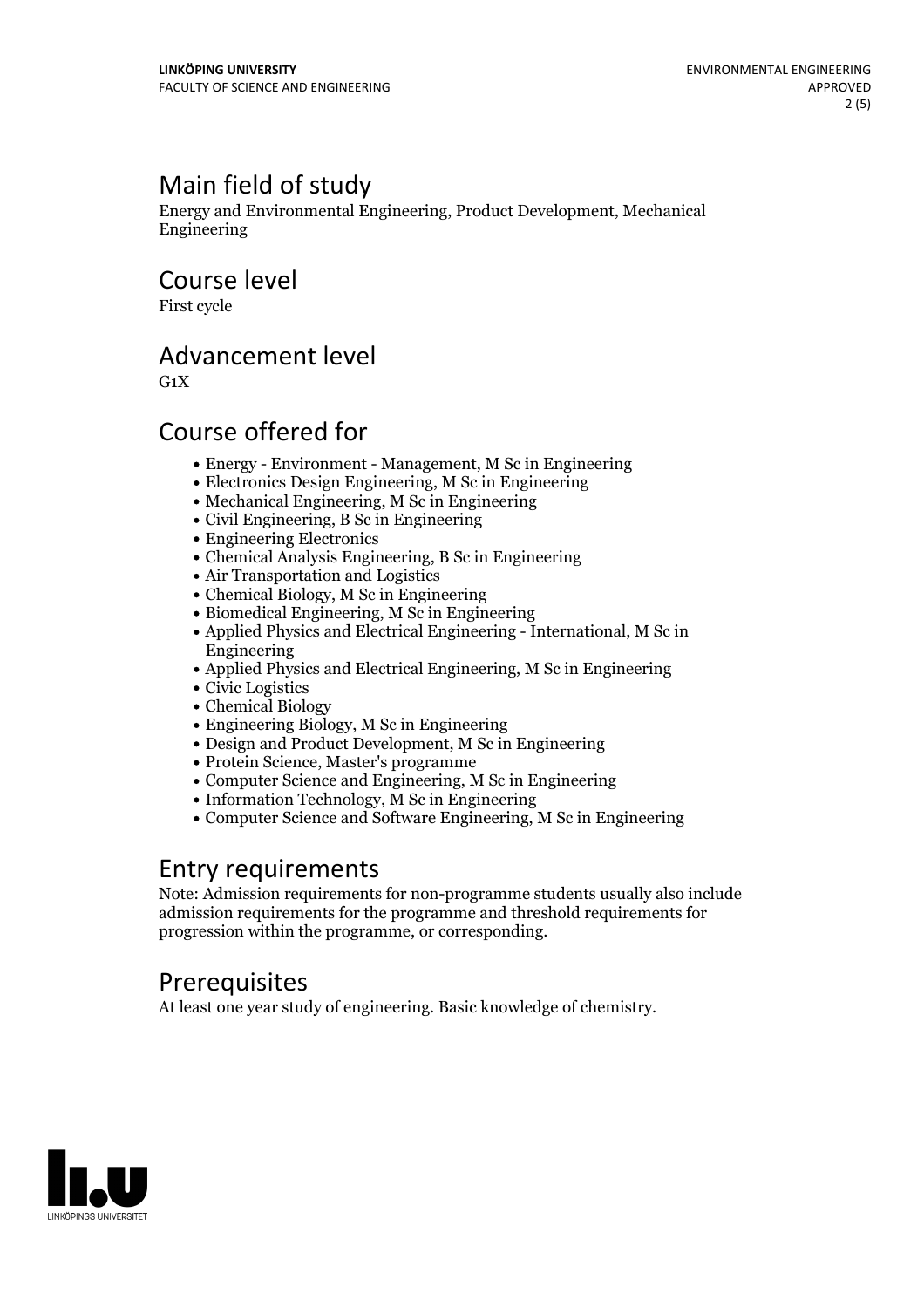## Main field of study

Energy and Environmental Engineering, Product Development, Mechanical Engineering

## Course level

First cycle

## Advancement level

G1X

## Course offered for

- Energy - Environment - Management, M Sc in Engineering
- Electronics Design Engineering, M Sc in Engineering
- Mechanical Engineering, M Sc in Engineering
- Civil Engineering, B Sc in Engineering
- Engineering Electronics
- Chemical Analysis Engineering, B Sc in Engineering
- Air Transportation and Logistics
- Chemical Biology, M Sc in Engineering
- Biomedical Engineering, M Sc in Engineering
- Applied Physics and Electrical Engineering - International, M Sc in Engineering
- Applied Physics and Electrical Engineering, M Sc in Engineering
- Civic Logistics
- Chemical Biology
- Engineering Biology, M Sc in Engineering
- Design and Product Development, M Sc in Engineering
- Protein Science, Master's programme
- Computer Science and Engineering, M Sc in Engineering
- Information Technology, M Sc in Engineering
- Computer Science and Software Engineering, M Sc in Engineering

## Entry requirements

Note: Admission requirements for non-programme students usually also include admission requirements for the programme and threshold requirements for progression within the programme, or corresponding.

## Prerequisites

At least one year study of engineering. Basic knowledge of chemistry.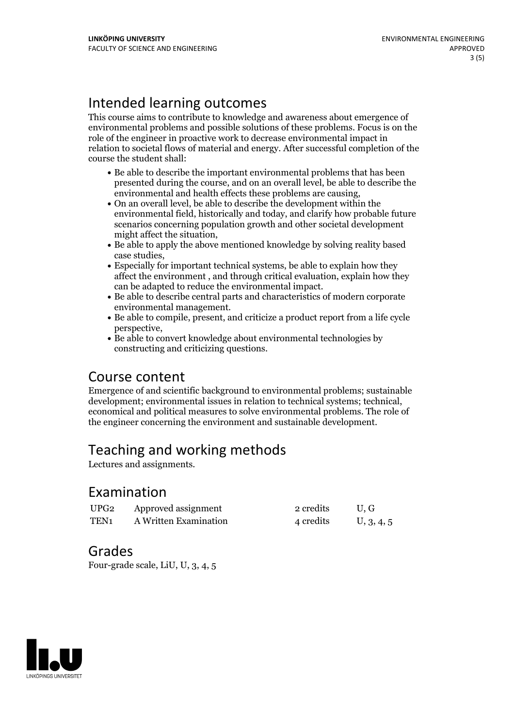# Intended learning outcomes

This course aims to contribute to knowledge and awareness about emergence of environmental problems and possible solutions of these problems. Focus is on the role of the engineer in proactive work to decrease environmental impact in relation to societal flows of material and energy. After successful completion of the course the student shall:

- Be able to describe the important environmental problems that has been presented during the course, and on an overall level, be able to describe the environmental and health effects these problems are causing,
- On an overall level, be able to describe the development within the environmental field, historically and today, and clarify how probable future scenarios concerning population growth and other societal development might affect the situation,
- Be able to apply the above mentioned knowledge by solving reality based case studies,
- Especially for important technical systems, be able to explain how they affect the environment , and through critical evaluation, explain how they can be adapted to reduce the environmental impact.
- Be able to describe central parts and characteristics of modern corporate environmental management.
- Be able to compile, present, and criticize a product report from a life cycle perspective,
- Be able to convert knowledge about environmental technologies by constructing and criticizing questions.

# Course content

Emergence of and scientific background to environmental problems; sustainable development; environmental issues in relation to technical systems; technical, economical and political measures to solve environmental problems. The role of the engineer concerning the environment and sustainable development.

# Teaching and working methods

Lectures and assignments.

# Examination

| | | | |
|---|---|---|---|
| UPG2 | Approved assignment | 2 credits | U, G |
| TEN1 | A Written Examination | 4 credits | U, 3, 4, 5 |

# Grades

Four-grade scale, LiU, U, 3, 4, 5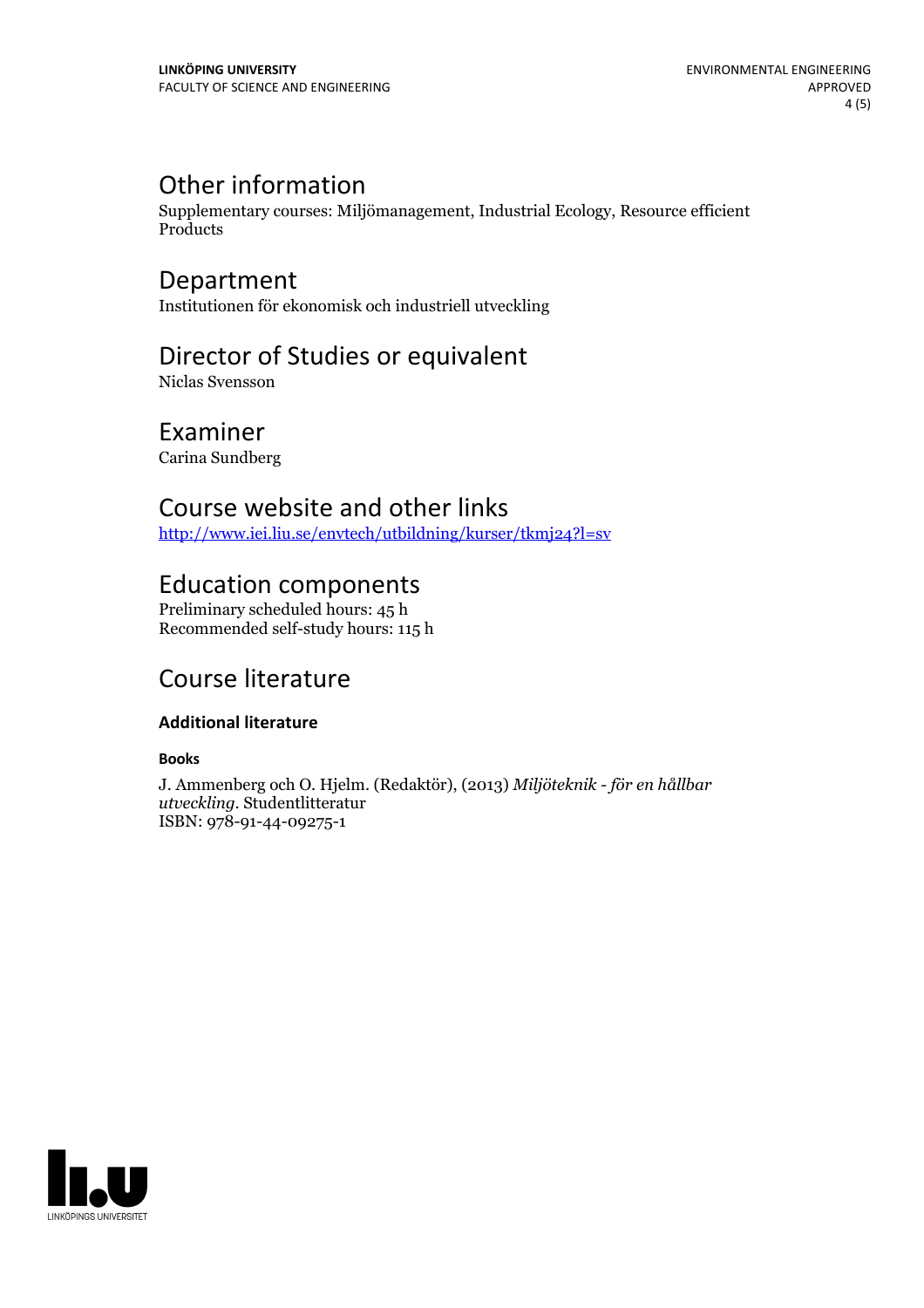## Other information

Supplementary courses: Miljömanagement, Industrial Ecology, Resource efficient Products

## Department

Institutionen för ekonomisk och industriell utveckling

## Director of Studies or equivalent

Niclas Svensson

## Examiner

Carina Sundberg

## Course website and other links

[http://www.iei.liu.se/envtech/utbildning/kurser/tkmj24?l=sv](http://www.iei.liu.se/envtech/utbildning/kurser/tkmj24?l=sv)

## Education components

Preliminary scheduled hours: 45 h
Recommended self-study hours: 115 h

## Course literature

### Additional literature

#### Books

J. Ammenberg och O. Hjelm. (Redaktör), (2013) *Miljöteknik - för en hållbar utveckling*. Studentlitteratur
ISBN: 978-91-44-09275-1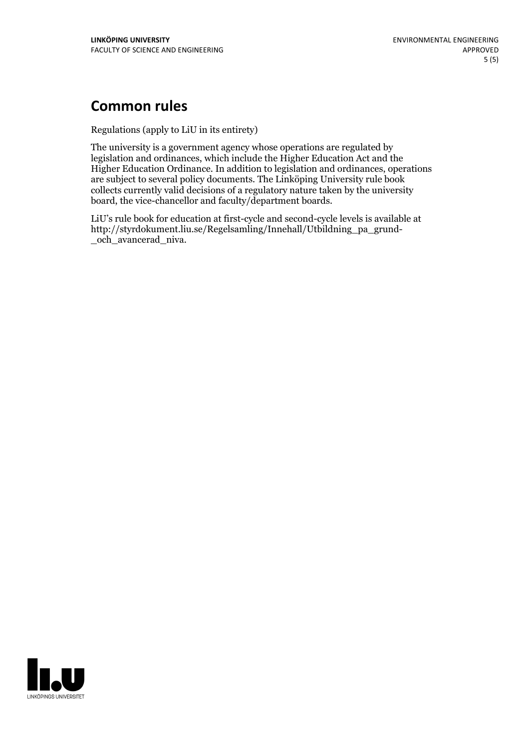## Common rules

Regulations (apply to LiU in its entirety)

The university is a government agency whose operations are regulated by legislation and ordinances, which include the Higher Education Act and the Higher Education Ordinance. In addition to legislation and ordinances, operations are subject to several policy documents. The Linköping University rule book collects currently valid decisions of a regulatory nature taken by the university board, the vice-chancellor and faculty/department boards.

LiU's rule book for education at first-cycle and second-cycle levels is available at http://styrdokument.liu.se/Regelsamling/Innehall/Utbildning_pa_grund-_och_avancerad_niva.